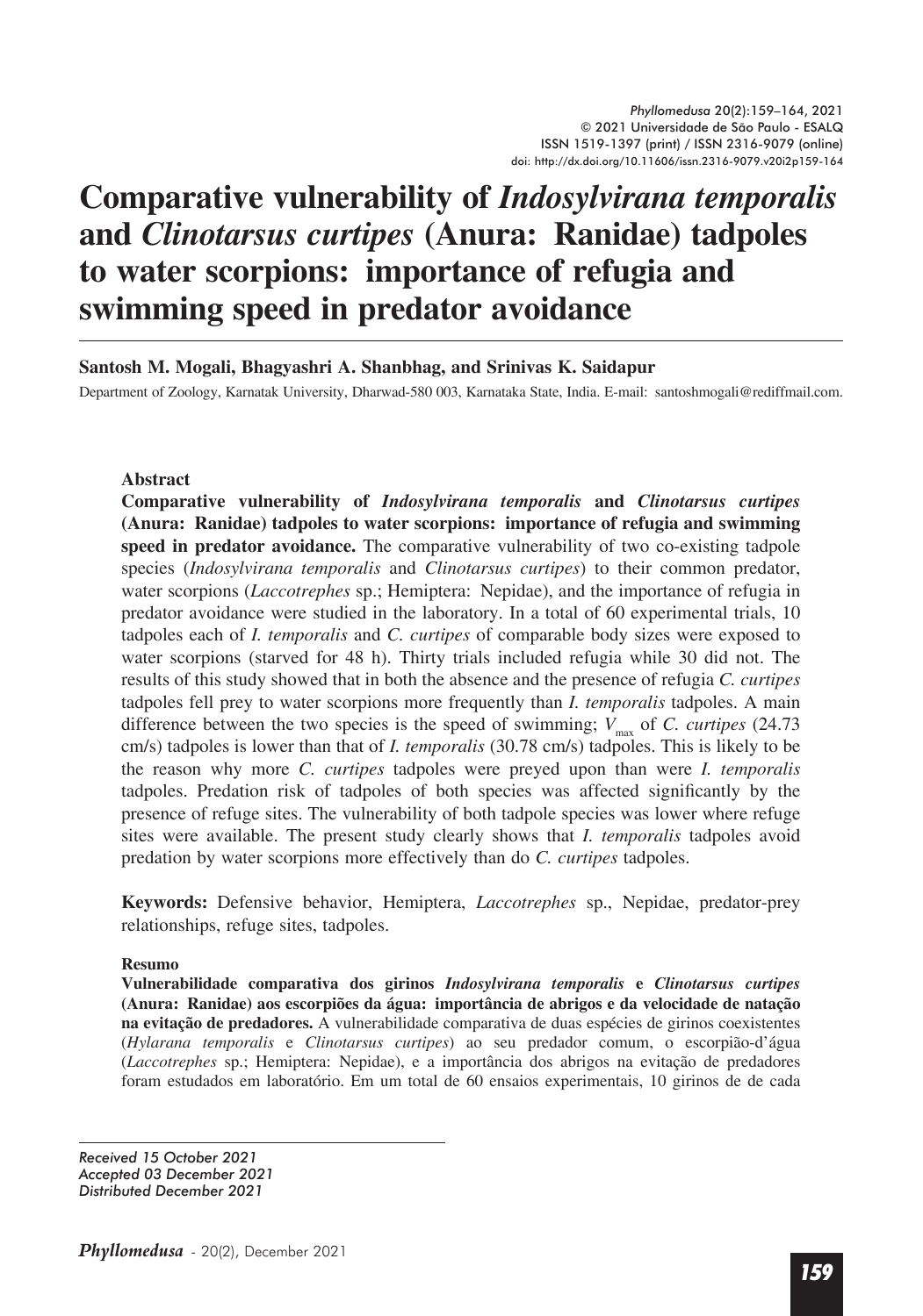# Comparative vulnerability of *Indosylvirana temporalis* and *Clinotarsus curtipes* (Anura: Ranidae) tadpoles to water scorpions: importance of refugia and swimming speed in predator avoidance

**Santosh M. Mogali, Bhagyashri A. Shanbhag, and Srinivas K. Saidapur**

Department of Zoology, Karnatak University, Dharwad-580 003, Karnataka State, India. E-mail: santoshmogali@rediffmail.com.

### Abstract

**Comparative vulnerability of *Indosylvirana temporalis* and *Clinotarsus curtipes* (Anura: Ranidae) tadpoles to water scorpions: importance of refugia and swimming speed in predator avoidance.** The comparative vulnerability of two co-existing tadpole species (*Indosylvirana temporalis* and *Clinotarsus curtipes*) to their common predator, water scorpions (*Laccotrephes* sp.; Hemiptera: Nepidae), and the importance of refugia in predator avoidance were studied in the laboratory. In a total of 60 experimental trials, 10 tadpoles each of *I. temporalis* and *C. curtipes* of comparable body sizes were exposed to water scorpions (starved for 48 h). Thirty trials included refugia while 30 did not. The results of this study showed that in both the absence and the presence of refugia *C. curtipes* tadpoles fell prey to water scorpions more frequently than *I. temporalis* tadpoles. A main difference between the two species is the speed of swimming; $V_{max}$ of *C. curtipes* (24.73 cm/s) tadpoles is lower than that of *I. temporalis* (30.78 cm/s) tadpoles. This is likely to be the reason why more *C. curtipes* tadpoles were preyed upon than were *I. temporalis* tadpoles. Predation risk of tadpoles of both species was affected significantly by the presence of refuge sites. The vulnerability of both tadpole species was lower where refuge sites were available. The present study clearly shows that *I. temporalis* tadpoles avoid predation by water scorpions more effectively than do *C. curtipes* tadpoles.

**Keywords:** Defensive behavior, Hemiptera, *Laccotrephes* sp., Nepidae, predator-prey relationships, refuge sites, tadpoles.

### Resumo

**Vulnerabilidade comparativa dos girinos *Indosylvirana temporalis* e *Clinotarsus curtipes* (Anura: Ranidae) aos escorpiões da água: importância de abrigos e da velocidade de natação na evitação de predadores.** A vulnerabilidade comparativa de duas espécies de girinos coexistentes (*Hylarana temporalis* e *Clinotarsus curtipes*) ao seu predador comum, o escorpião-d'água (*Laccotrephes* sp.; Hemiptera: Nepidae), e a importância dos abrigos na evitação de predadores foram estudados em laboratório. Em um total de 60 ensaios experimentais, 10 girinos de de cada

*Received 15 October 2021*
*Accepted 03 December 2021*
*Distributed December 2021*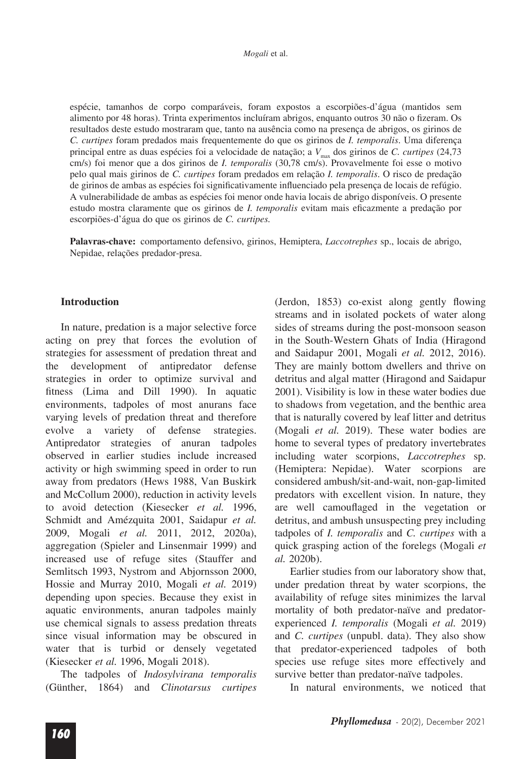espécie, tamanhos de corpo comparáveis, foram expostos a escorpiões-d'água (mantidos sem alimento por 48 horas). Trinta experimentos incluíram abrigos, enquanto outros 30 não o fizeram. Os resultados deste estudo mostraram que, tanto na ausência como na presença de abrigos, os girinos de *C. curtipes* foram predados mais frequentemente do que os girinos de *I. temporalis*. Uma diferença principal entre as duas espécies foi a velocidade de natação; a $V_{max}$ dos girinos de *C. curtipes* (24,73 cm/s) foi menor que a dos girinos de *I. temporalis* (30,78 cm/s). Provavelmente foi esse o motivo pelo qual mais girinos de *C. curtipes* foram predados em relação *I. temporalis*. O risco de predação de girinos de ambas as espécies foi significativamente influenciado pela presença de locais de refúgio. A vulnerabilidade de ambas as espécies foi menor onde havia locais de abrigo disponíveis. O presente estudo mostra claramente que os girinos de *I. temporalis* evitam mais eficazmente a predação por escorpiões-d'água do que os girinos de *C. curtipes.*

**Palavras-chave:** comportamento defensivo, girinos, Hemiptera, *Laccotrephes* sp., locais de abrigo, Nepidae, relações predador-presa.

## Introduction

In nature, predation is a major selective force acting on prey that forces the evolution of strategies for assessment of predation threat and the development of antipredator defense strategies in order to optimize survival and fitness (Lima and Dill 1990). In aquatic environments, tadpoles of most anurans face varying levels of predation threat and therefore evolve a variety of defense strategies. Antipredator strategies of anuran tadpoles observed in earlier studies include increased activity or high swimming speed in order to run away from predators (Hews 1988, Van Buskirk and McCollum 2000), reduction in activity levels to avoid detection (Kiesecker *et al.* 1996, Schmidt and Amézquita 2001, Saidapur *et al.* 2009, Mogali *et al.* 2011, 2012, 2020a), aggregation (Spieler and Linsenmair 1999) and increased use of refuge sites (Stauffer and Semlitsch 1993, Nystrom and Abjornsson 2000, Hossie and Murray 2010, Mogali *et al.* 2019) depending upon species. Because they exist in aquatic environments, anuran tadpoles mainly use chemical signals to assess predation threats since visual information may be obscured in water that is turbid or densely vegetated (Kiesecker *et al.* 1996, Mogali 2018).

The tadpoles of *Indosylvirana temporalis* (Günther, 1864) and *Clinotarsus curtipes* (Jerdon, 1853) co-exist along gently flowing streams and in isolated pockets of water along sides of streams during the post-monsoon season in the South-Western Ghats of India (Hiragond and Saidapur 2001, Mogali *et al.* 2012, 2016). They are mainly bottom dwellers and thrive on detritus and algal matter (Hiragond and Saidapur 2001). Visibility is low in these water bodies due to shadows from vegetation, and the benthic area that is naturally covered by leaf litter and detritus (Mogali *et al.* 2019). These water bodies are home to several types of predatory invertebrates including water scorpions, *Laccotrephes* sp. (Hemiptera: Nepidae). Water scorpions are considered ambush/sit-and-wait, non-gap-limited predators with excellent vision. In nature, they are well camouflaged in the vegetation or detritus, and ambush unsuspecting prey including tadpoles of *I. temporalis* and *C. curtipes* with a quick grasping action of the forelegs (Mogali *et al.* 2020b).

Earlier studies from our laboratory show that, under predation threat by water scorpions, the availability of refuge sites minimizes the larval mortality of both predator-naïve and predator-experienced *I. temporalis* (Mogali *et al.* 2019) and *C. curtipes* (unpubl. data). They also show that predator-experienced tadpoles of both species use refuge sites more effectively and survive better than predator-naïve tadpoles.

In natural environments, we noticed that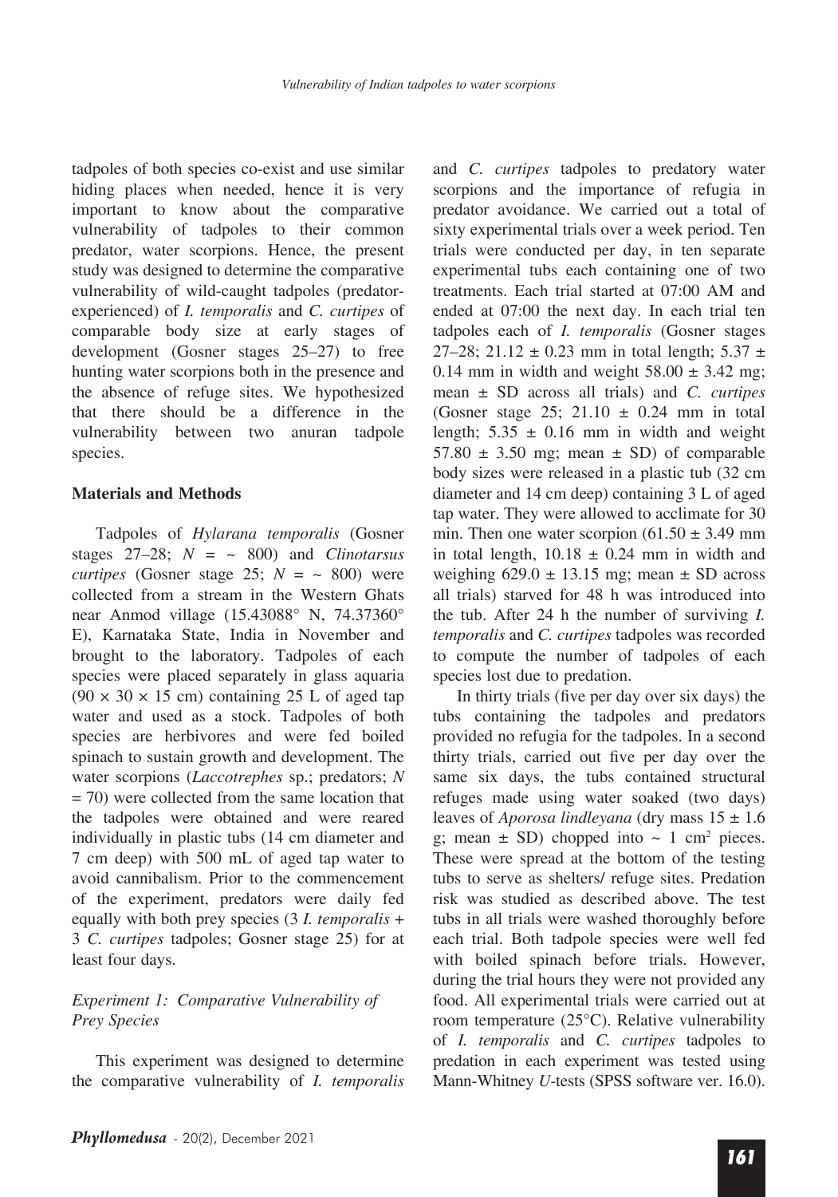tadpoles of both species co-exist and use similar hiding places when needed, hence it is very important to know about the comparative vulnerability of tadpoles to their common predator, water scorpions. Hence, the present study was designed to determine the comparative vulnerability of wild-caught tadpoles (predator-experienced) of *I. temporalis* and *C. curtipes* of comparable body size at early stages of development (Gosner stages 25–27) to free hunting water scorpions both in the presence and the absence of refuge sites. We hypothesized that there should be a difference in the vulnerability between two anuran tadpole species.

## Materials and Methods

Tadpoles of *Hylarana temporalis* (Gosner stages 27–28; $N$ = ~ 800) and *Clinotarsus curtipes* (Gosner stage 25; $N$ = ~ 800) were collected from a stream in the Western Ghats near Anmod village (15.43088° N, 74.37360° E), Karnataka State, India in November and brought to the laboratory. Tadpoles of each species were placed separately in glass aquaria (90 × 30 × 15 cm) containing 25 L of aged tap water and used as a stock. Tadpoles of both species are herbivores and were fed boiled spinach to sustain growth and development. The water scorpions (*Laccotrephes* sp.; predators; $N$ = 70) were collected from the same location that the tadpoles were obtained and were reared individually in plastic tubs (14 cm diameter and 7 cm deep) with 500 mL of aged tap water to avoid cannibalism. Prior to the commencement of the experiment, predators were daily fed equally with both prey species (3 *I. temporalis* + 3 *C. curtipes* tadpoles; Gosner stage 25) for at least four days.

### *Experiment 1: Comparative Vulnerability of Prey Species*

This experiment was designed to determine the comparative vulnerability of *I. temporalis* and *C. curtipes* tadpoles to predatory water scorpions and the importance of refugia in predator avoidance. We carried out a total of sixty experimental trials over a week period. Ten trials were conducted per day, in ten separate experimental tubs each containing one of two treatments. Each trial started at 07:00 AM and ended at 07:00 the next day. In each trial ten tadpoles each of *I. temporalis* (Gosner stages 27–28; 21.12 ± 0.23 mm in total length; 5.37 ± 0.14 mm in width and weight 58.00 ± 3.42 mg; mean ± SD across all trials) and *C. curtipes* (Gosner stage 25; 21.10 ± 0.24 mm in total length; 5.35 ± 0.16 mm in width and weight 57.80 ± 3.50 mg; mean ± SD) of comparable body sizes were released in a plastic tub (32 cm diameter and 14 cm deep) containing 3 L of aged tap water. They were allowed to acclimate for 30 min. Then one water scorpion (61.50 ± 3.49 mm in total length, 10.18 ± 0.24 mm in width and weighing 629.0 ± 13.15 mg; mean ± SD across all trials) starved for 48 h was introduced into the tub. After 24 h the number of surviving *I. temporalis* and *C. curtipes* tadpoles was recorded to compute the number of tadpoles of each species lost due to predation.

In thirty trials (five per day over six days) the tubs containing the tadpoles and predators provided no refugia for the tadpoles. In a second thirty trials, carried out five per day over the same six days, the tubs contained structural refuges made using water soaked (two days) leaves of *Aporosa lindleyana* (dry mass 15 ± 1.6 g; mean ± SD) chopped into ~ 1 $cm^2$ pieces. These were spread at the bottom of the testing tubs to serve as shelters/ refuge sites. Predation risk was studied as described above. The test tubs in all trials were washed thoroughly before each trial. Both tadpole species were well fed with boiled spinach before trials. However, during the trial hours they were not provided any food. All experimental trials were carried out at room temperature (25°C). Relative vulnerability of *I. temporalis* and *C. curtipes* tadpoles to predation in each experiment was tested using Mann-Whitney $U$-tests (SPSS software ver. 16.0).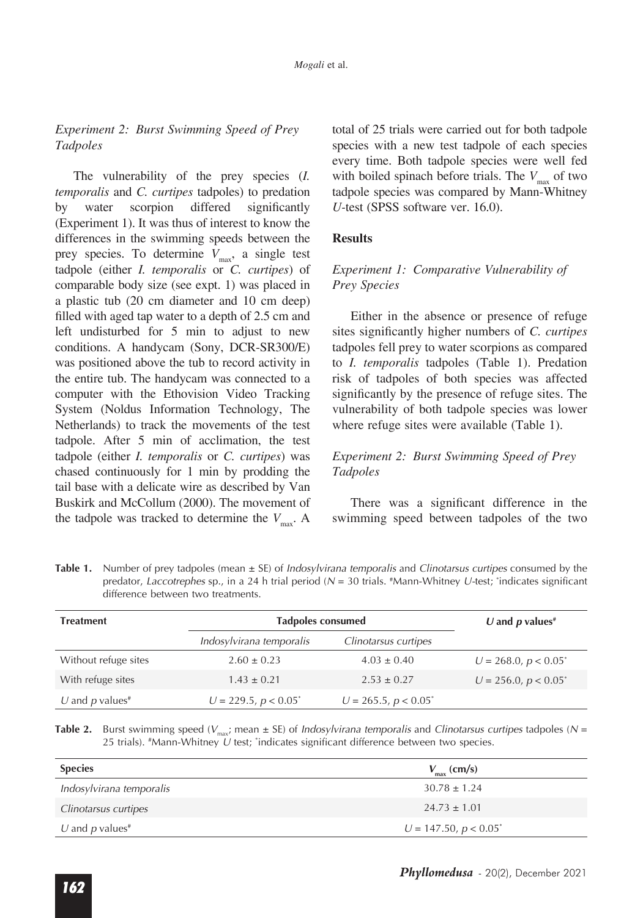*Experiment 2: Burst Swimming Speed of Prey Tadpoles*

The vulnerability of the prey species (*I. temporalis* and *C. curtipes* tadpoles) to predation by water scorpion differed significantly (Experiment 1). It was thus of interest to know the differences in the swimming speeds between the prey species. To determine $V_{max}$, a single test tadpole (either *I. temporalis* or *C. curtipes*) of comparable body size (see expt. 1) was placed in a plastic tub (20 cm diameter and 10 cm deep) filled with aged tap water to a depth of 2.5 cm and left undisturbed for 5 min to adjust to new conditions. A handycam (Sony, DCR-SR300/E) was positioned above the tub to record activity in the entire tub. The handycam was connected to a computer with the Ethovision Video Tracking System (Noldus Information Technology, The Netherlands) to track the movements of the test tadpole. After 5 min of acclimation, the test tadpole (either *I. temporalis* or *C. curtipes*) was chased continuously for 1 min by prodding the tail base with a delicate wire as described by Van Buskirk and McCollum (2000). The movement of the tadpole was tracked to determine the $V_{max}$. A total of 25 trials were carried out for both tadpole species with a new test tadpole of each species every time. Both tadpole species were well fed with boiled spinach before trials. The $V_{max}$ of two tadpole species was compared by Mann-Whitney *U*-test (SPSS software ver. 16.0).

## Results

*Experiment 1: Comparative Vulnerability of Prey Species*

Either in the absence or presence of refuge sites significantly higher numbers of *C. curtipes* tadpoles fell prey to water scorpions as compared to *I. temporalis* tadpoles (Table 1). Predation risk of tadpoles of both species was affected significantly by the presence of refuge sites. The vulnerability of both tadpole species was lower where refuge sites were available (Table 1).

*Experiment 2: Burst Swimming Speed of Prey Tadpoles*

There was a significant difference in the swimming speed between tadpoles of the two

**Table 1.** Number of prey tadpoles (mean ± SE) of *Indosylvirana temporalis* and *Clinotarsus curtipes* consumed by the predator, *Laccotrephes* sp., in a 24 h trial period ($N$ = 30 trials. [#]Mann-Whitney *U*-test; [*]indicates significant difference between two treatments.

| Treatment | Tadpoles consumed | | $U$ and $p$ values[#] |
|---|---|---|---|
| | *Indosylvirana temporalis* | *Clinotarsus curtipes* | |
| Without refuge sites | 2.60 ± 0.23 | 4.03 ± 0.40 | $U = 268.0$, $p < 0.05$[*] |
| With refuge sites | 1.43 ± 0.21 | 2.53 ± 0.27 | $U = 256.0$, $p < 0.05$[*] |
| $U$ and $p$ values[#] | $U = 229.5$, $p < 0.05$[*] | $U = 265.5$, $p < 0.05$[*] | |

**Table 2.** Burst swimming speed ($V_{max}$; mean ± SE) of *Indosylvirana temporalis* and *Clinotarsus curtipes* tadpoles ($N$ = 25 trials). [#]Mann-Whitney $U$ test; [*]indicates significant difference between two species.

| Species | $V_{max}$ (cm/s) |
|---|---|
| *Indosylvirana temporalis* | 30.78 ± 1.24 |
| *Clinotarsus curtipes* | 24.73 ± 1.01 |
| $U$ and $p$ values[#] | $U = 147.50$, $p < 0.05$[*] |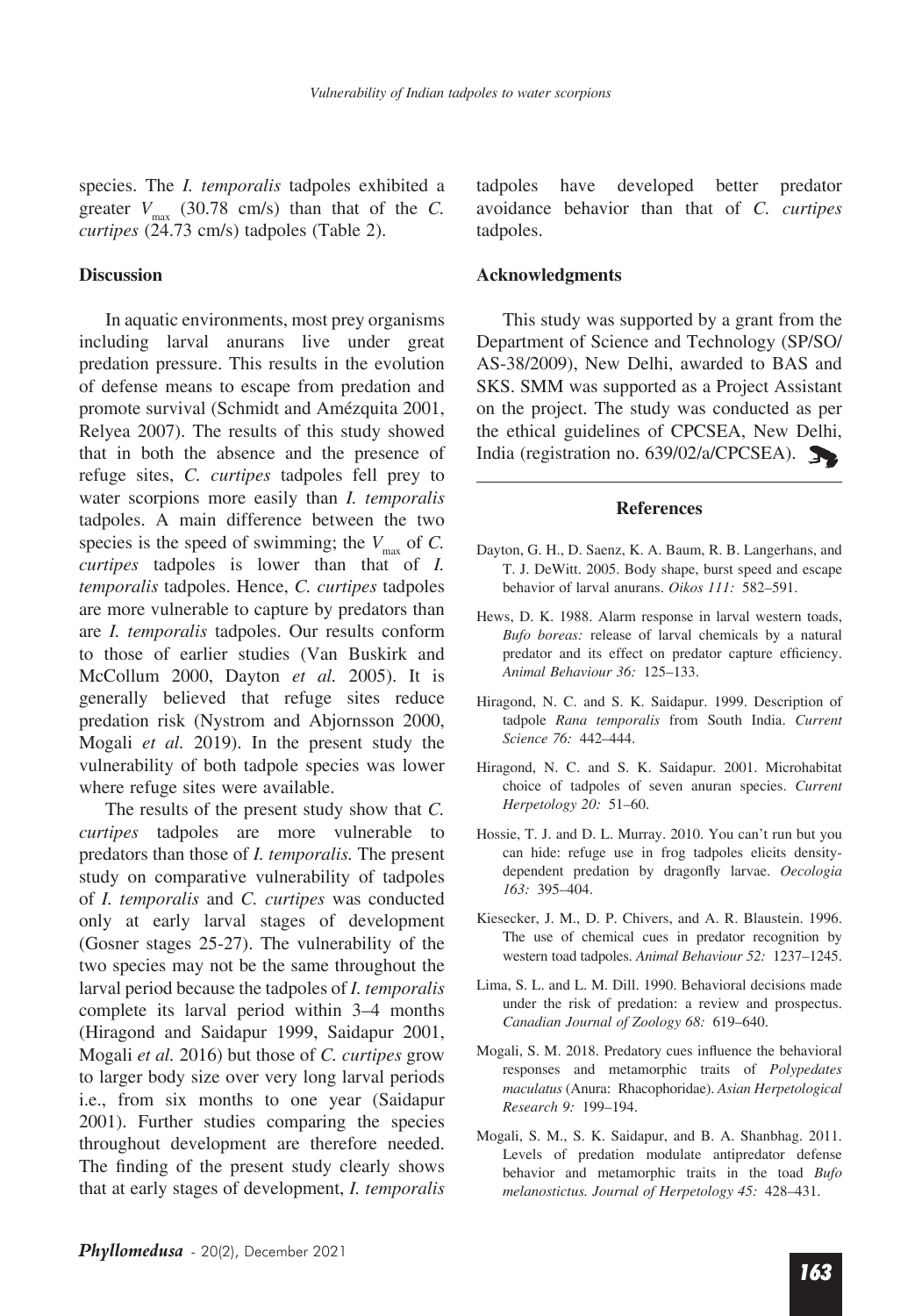species. The *I. temporalis* tadpoles exhibited a greater $V_{max}$ (30.78 cm/s) than that of the *C. curtipes* (24.73 cm/s) tadpoles (Table 2).

## Discussion

In aquatic environments, most prey organisms including larval anurans live under great predation pressure. This results in the evolution of defense means to escape from predation and promote survival (Schmidt and Amézquita 2001, Relyea 2007). The results of this study showed that in both the absence and the presence of refuge sites, *C. curtipes* tadpoles fell prey to water scorpions more easily than *I. temporalis* tadpoles. A main difference between the two species is the speed of swimming; the $V_{max}$ of *C. curtipes* tadpoles is lower than that of *I. temporalis* tadpoles. Hence, *C. curtipes* tadpoles are more vulnerable to capture by predators than are *I. temporalis* tadpoles. Our results conform to those of earlier studies (Van Buskirk and McCollum 2000, Dayton *et al.* 2005). It is generally believed that refuge sites reduce predation risk (Nystrom and Abjornsson 2000, Mogali *et al.* 2019). In the present study the vulnerability of both tadpole species was lower where refuge sites were available.

The results of the present study show that *C. curtipes* tadpoles are more vulnerable to predators than those of *I. temporalis.* The present study on comparative vulnerability of tadpoles of *I. temporalis* and *C. curtipes* was conducted only at early larval stages of development (Gosner stages 25-27). The vulnerability of the two species may not be the same throughout the larval period because the tadpoles of *I. temporalis* complete its larval period within 3–4 months (Hiragond and Saidapur 1999, Saidapur 2001, Mogali *et al.* 2016) but those of *C. curtipes* grow to larger body size over very long larval periods i.e., from six months to one year (Saidapur 2001). Further studies comparing the species throughout development are therefore needed. The finding of the present study clearly shows that at early stages of development, *I. temporalis* tadpoles have developed better predator avoidance behavior than that of *C. curtipes* tadpoles.

## Acknowledgments

This study was supported by a grant from the Department of Science and Technology (SP/SO/AS-38/2009), New Delhi, awarded to BAS and SKS. SMM was supported as a Project Assistant on the project. The study was conducted as per the ethical guidelines of CPCSEA, New Delhi, India (registration no. 639/02/a/CPCSEA).

## References

Dayton, G. H., D. Saenz, K. A. Baum, R. B. Langerhans, and T. J. DeWitt. 2005. Body shape, burst speed and escape behavior of larval anurans. *Oikos 111:* 582–591.

Hews, D. K. 1988. Alarm response in larval western toads, *Bufo boreas:* release of larval chemicals by a natural predator and its effect on predator capture efficiency. *Animal Behaviour 36:* 125–133.

Hiragond, N. C. and S. K. Saidapur. 1999. Description of tadpole *Rana temporalis* from South India. *Current Science 76:* 442–444.

Hiragond, N. C. and S. K. Saidapur. 2001. Microhabitat choice of tadpoles of seven anuran species. *Current Herpetology 20:* 51–60.

Hossie, T. J. and D. L. Murray. 2010. You can't run but you can hide: refuge use in frog tadpoles elicits density-dependent predation by dragonfly larvae. *Oecologia 163:* 395–404.

Kiesecker, J. M., D. P. Chivers, and A. R. Blaustein. 1996. The use of chemical cues in predator recognition by western toad tadpoles. *Animal Behaviour 52:* 1237–1245.

Lima, S. L. and L. M. Dill. 1990. Behavioral decisions made under the risk of predation: a review and prospectus. *Canadian Journal of Zoology 68:* 619–640.

Mogali, S. M. 2018. Predatory cues influence the behavioral responses and metamorphic traits of *Polypedates maculatus* (Anura: Rhacophoridae). *Asian Herpetological Research 9:* 199–194.

Mogali, S. M., S. K. Saidapur, and B. A. Shanbhag. 2011. Levels of predation modulate antipredator defense behavior and metamorphic traits in the toad *Bufo melanostictus. Journal of Herpetology 45:* 428–431.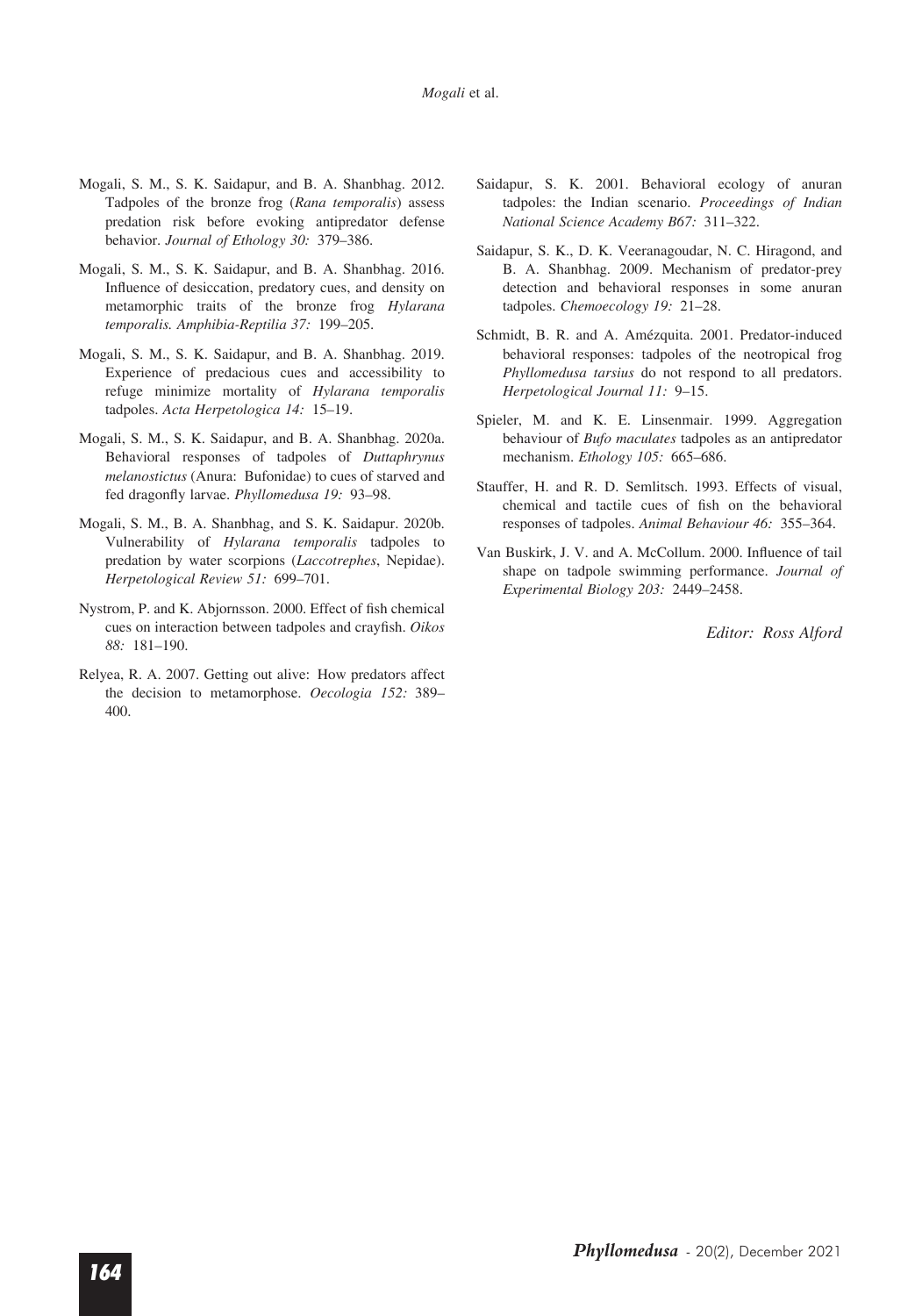Mogali, S. M., S. K. Saidapur, and B. A. Shanbhag. 2012. Tadpoles of the bronze frog (*Rana temporalis*) assess predation risk before evoking antipredator defense behavior. *Journal of Ethology 30:* 379–386.

Mogali, S. M., S. K. Saidapur, and B. A. Shanbhag. 2016. Influence of desiccation, predatory cues, and density on metamorphic traits of the bronze frog *Hylarana temporalis. Amphibia-Reptilia 37:* 199–205.

Mogali, S. M., S. K. Saidapur, and B. A. Shanbhag. 2019. Experience of predacious cues and accessibility to refuge minimize mortality of *Hylarana temporalis* tadpoles. *Acta Herpetologica 14:* 15–19.

Mogali, S. M., S. K. Saidapur, and B. A. Shanbhag. 2020a. Behavioral responses of tadpoles of *Duttaphrynus melanostictus* (Anura: Bufonidae) to cues of starved and fed dragonfly larvae. *Phyllomedusa 19:* 93–98.

Mogali, S. M., B. A. Shanbhag, and S. K. Saidapur. 2020b. Vulnerability of *Hylarana temporalis* tadpoles to predation by water scorpions (*Laccotrephes*, Nepidae). *Herpetological Review 51:* 699–701.

Nystrom, P. and K. Abjornsson. 2000. Effect of fish chemical cues on interaction between tadpoles and crayfish. *Oikos 88:* 181–190.

Relyea, R. A. 2007. Getting out alive: How predators affect the decision to metamorphose. *Oecologia 152:* 389–400.

Saidapur, S. K. 2001. Behavioral ecology of anuran tadpoles: the Indian scenario. *Proceedings of Indian National Science Academy B67:* 311–322.

Saidapur, S. K., D. K. Veeranagoudar, N. C. Hiragond, and B. A. Shanbhag. 2009. Mechanism of predator-prey detection and behavioral responses in some anuran tadpoles. *Chemoecology 19:* 21–28.

Schmidt, B. R. and A. Amézquita. 2001. Predator-induced behavioral responses: tadpoles of the neotropical frog *Phyllomedusa tarsius* do not respond to all predators. *Herpetological Journal 11:* 9–15.

Spieler, M. and K. E. Linsenmair. 1999. Aggregation behaviour of *Bufo maculates* tadpoles as an antipredator mechanism. *Ethology 105:* 665–686.

Stauffer, H. and R. D. Semlitsch. 1993. Effects of visual, chemical and tactile cues of fish on the behavioral responses of tadpoles. *Animal Behaviour 46:* 355–364.

Van Buskirk, J. V. and A. McCollum. 2000. Influence of tail shape on tadpole swimming performance. *Journal of Experimental Biology 203:* 2449–2458.

*Editor: Ross Alford*